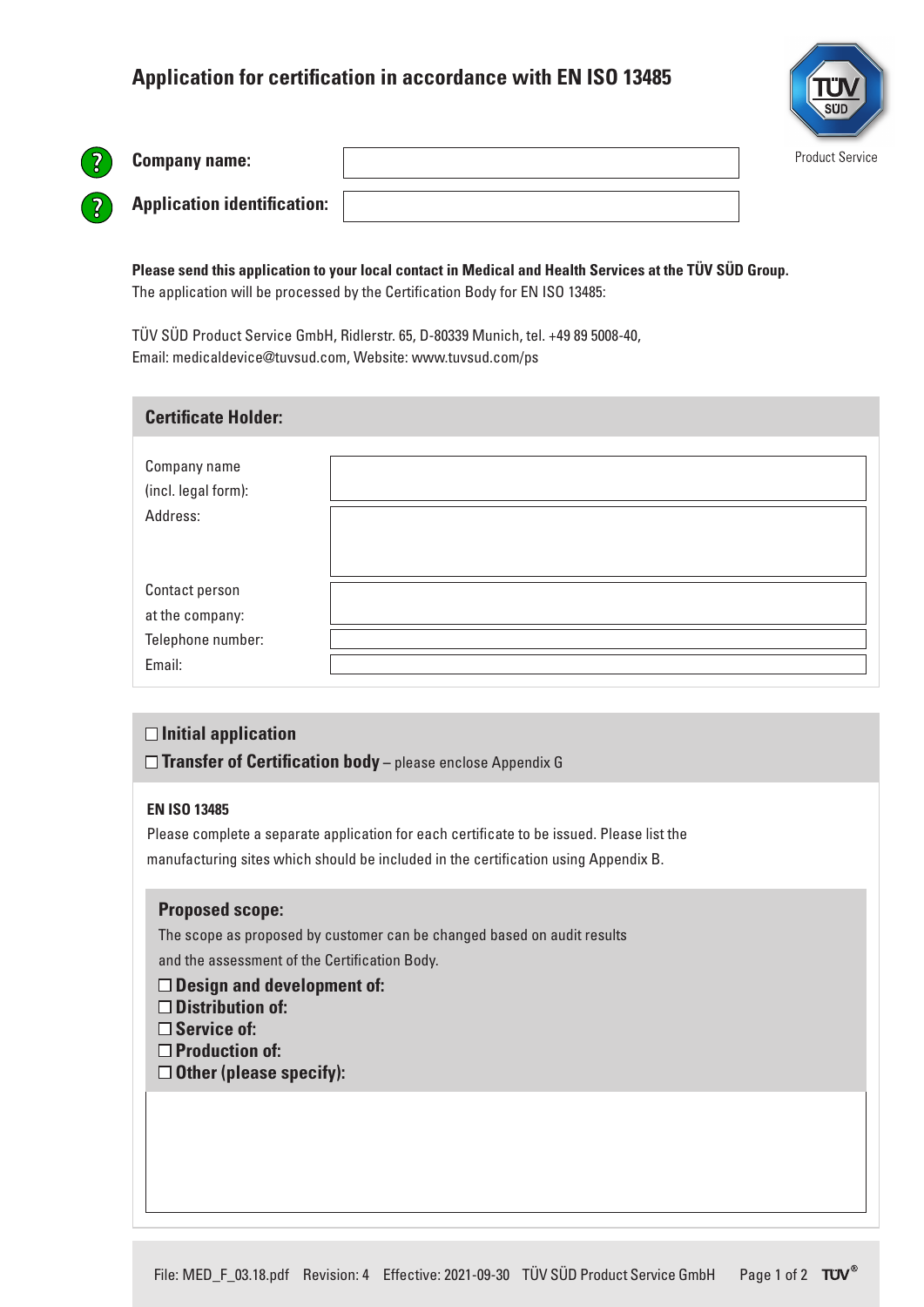# Application for certification in accordance with EN ISO 13485

Product Service

**Company name:** 

**Application identification:** 

**Please send this application to your local contact in Medical and Health Services at the TÜV SÜD Group.**
The application will be processed by the Certification Body for EN ISO 13485:

TÜV SÜD Product Service GmbH, Ridlerstr. 65, D-80339 Munich, tel. +49 89 5008-40,
Email: medicaldevice@tuvsud.com, Website: www.tuvsud.com/ps

## Certificate Holder:

| | |
|---|---|
| Company name (incl. legal form): | |
| Address: | |
| Contact person at the company: | |
| Telephone number: | |
| Email: | |

☐ **Initial application**

☐ **Transfer of Certification body** – please enclose Appendix G

**EN ISO 13485**

Please complete a separate application for each certificate to be issued. Please list the manufacturing sites which should be included in the certification using Appendix B.

### Proposed scope:

The scope as proposed by customer can be changed based on audit results and the assessment of the Certification Body.

☐ **Design and development of:**
☐ **Distribution of:**
☐ **Service of:**
☐ **Production of:**
☐ **Other (please specify):**

File: MED_F_03.18.pdf Revision: 4 Effective: 2021-09-30 TÜV SÜD Product Service GmbH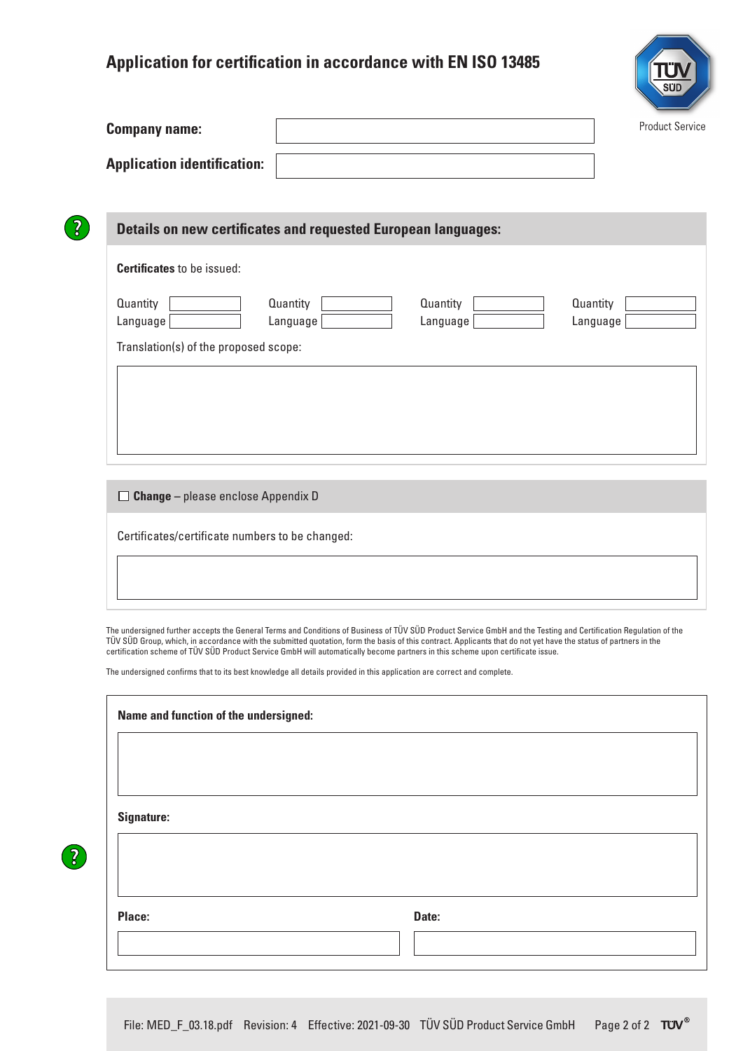# Application for certification in accordance with EN ISO 13485

Product Service

**Company name:**

**Application identification:**

## Details on new certificates and requested European languages:

**Certificates** to be issued:

| | | | |
|---|---|---|---|
| Quantity | Quantity | Quantity | Quantity |
| Language | Language | Language | Language |

Translation(s) of the proposed scope:

☐ **Change** – please enclose Appendix D

Certificates/certificate numbers to be changed:

The undersigned further accepts the General Terms and Conditions of Business of TÜV SÜD Product Service GmbH and the Testing and Certification Regulation of the TÜV SÜD Group, which, in accordance with the submitted quotation, form the basis of this contract. Applicants that do not yet have the status of partners in the certification scheme of TÜV SÜD Product Service GmbH will automatically become partners in this scheme upon certificate issue.

The undersigned confirms that to its best knowledge all details provided in this application are correct and complete.

**Name and function of the undersigned:**

**Signature:**

**Place:**

**Date:**

File: MED_F_03.18.pdf Revision: 4 Effective: 2021-09-30 TÜV SÜD Product Service GmbH